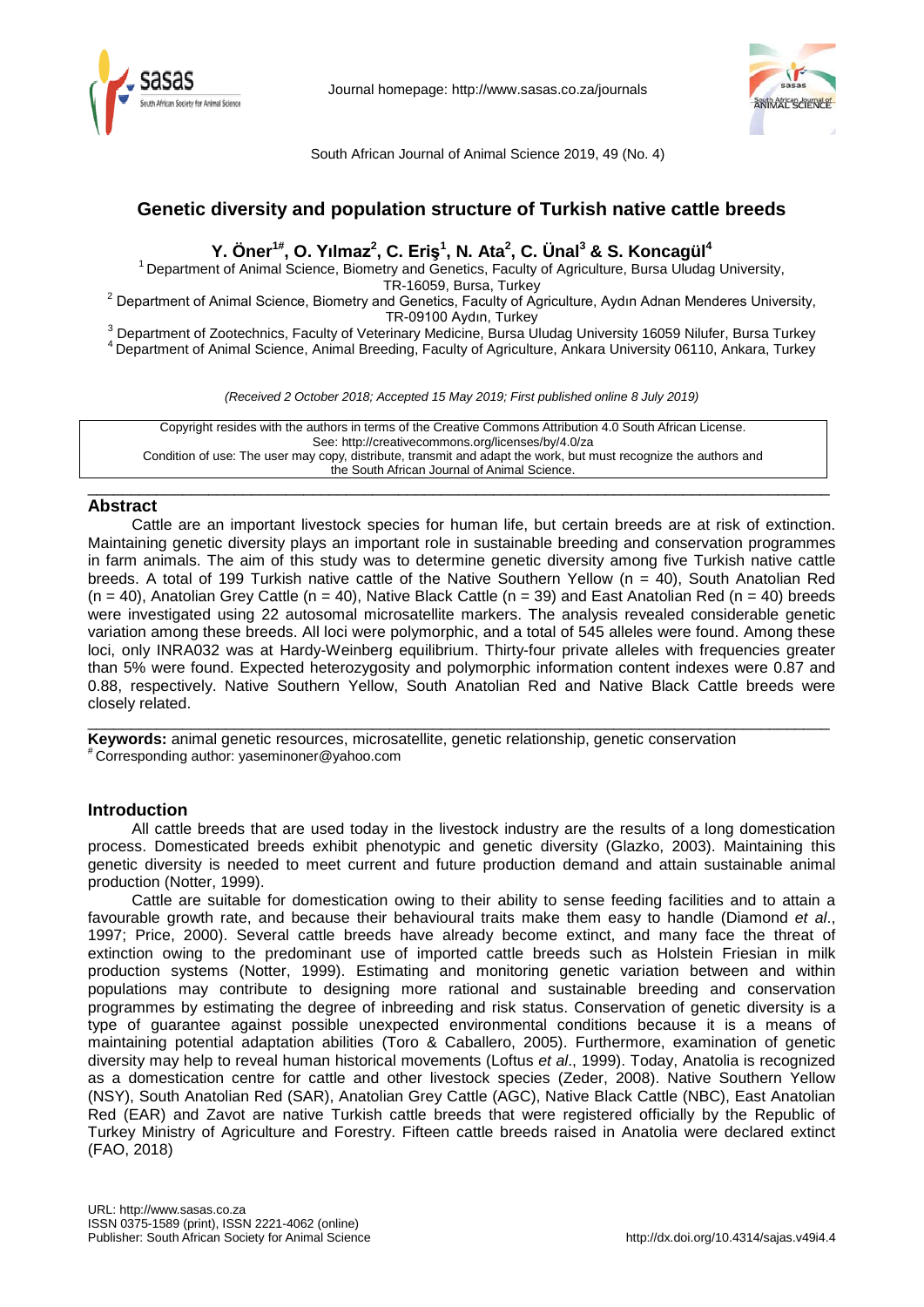# Genetic diversity and population structure of Turkish native cattle breeds

**Y. Öner[1#], O. Yılmaz[2], C. Eriş[1], N. Ata[2], C. Ünal[3] & S. Koncagül[4]**

[1] Department of Animal Science, Biometry and Genetics, Faculty of Agriculture, Bursa Uludag University, TR-16059, Bursa, Turkey
[2] Department of Animal Science, Biometry and Genetics, Faculty of Agriculture, Aydın Adnan Menderes University, TR-09100 Aydın, Turkey
[3] Department of Zootechnics, Faculty of Veterinary Medicine, Bursa Uludag University 16059 Nilufer, Bursa Turkey
[4] Department of Animal Science, Animal Breeding, Faculty of Agriculture, Ankara University 06110, Ankara, Turkey

*(Received 2 October 2018; Accepted 15 May 2019; First published online 8 July 2019)*

Copyright resides with the authors in terms of the Creative Commons Attribution 4.0 South African License.
See: http://creativecommons.org/licenses/by/4.0/za
Condition of use: The user may copy, distribute, transmit and adapt the work, but must recognize the authors and the South African Journal of Animal Science.

## Abstract

Cattle are an important livestock species for human life, but certain breeds are at risk of extinction. Maintaining genetic diversity plays an important role in sustainable breeding and conservation programmes in farm animals. The aim of this study was to determine genetic diversity among five Turkish native cattle breeds. A total of 199 Turkish native cattle of the Native Southern Yellow (n = 40), South Anatolian Red (n = 40), Anatolian Grey Cattle (n = 40), Native Black Cattle (n = 39) and East Anatolian Red (n = 40) breeds were investigated using 22 autosomal microsatellite markers. The analysis revealed considerable genetic variation among these breeds. All loci were polymorphic, and a total of 545 alleles were found. Among these loci, only INRA032 was at Hardy-Weinberg equilibrium. Thirty-four private alleles with frequencies greater than 5% were found. Expected heterozygosity and polymorphic information content indexes were 0.87 and 0.88, respectively. Native Southern Yellow, South Anatolian Red and Native Black Cattle breeds were closely related.

**Keywords:** animal genetic resources, microsatellite, genetic relationship, genetic conservation

[#] Corresponding author: yaseminoner@yahoo.com

## Introduction

All cattle breeds that are used today in the livestock industry are the results of a long domestication process. Domesticated breeds exhibit phenotypic and genetic diversity (Glazko, 2003). Maintaining this genetic diversity is needed to meet current and future production demand and attain sustainable animal production (Notter, 1999).

Cattle are suitable for domestication owing to their ability to sense feeding facilities and to attain a favourable growth rate, and because their behavioural traits make them easy to handle (Diamond *et al*., 1997; Price, 2000). Several cattle breeds have already become extinct, and many face the threat of extinction owing to the predominant use of imported cattle breeds such as Holstein Friesian in milk production systems (Notter, 1999). Estimating and monitoring genetic variation between and within populations may contribute to designing more rational and sustainable breeding and conservation programmes by estimating the degree of inbreeding and risk status. Conservation of genetic diversity is a type of guarantee against possible unexpected environmental conditions because it is a means of maintaining potential adaptation abilities (Toro & Caballero, 2005). Furthermore, examination of genetic diversity may help to reveal human historical movements (Loftus *et al*., 1999). Today, Anatolia is recognized as a domestication centre for cattle and other livestock species (Zeder, 2008). Native Southern Yellow (NSY), South Anatolian Red (SAR), Anatolian Grey Cattle (AGC), Native Black Cattle (NBC), East Anatolian Red (EAR) and Zavot are native Turkish cattle breeds that were registered officially by the Republic of Turkey Ministry of Agriculture and Forestry. Fifteen cattle breeds raised in Anatolia were declared extinct (FAO, 2018)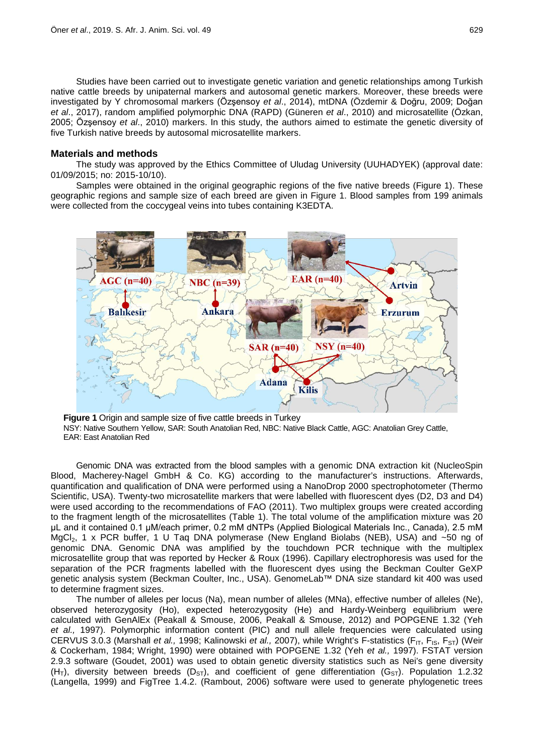Studies have been carried out to investigate genetic variation and genetic relationships among Turkish native cattle breeds by unipaternal markers and autosomal genetic markers. Moreover, these breeds were investigated by Y chromosomal markers (Özşensoy *et al*., 2014), mtDNA (Özdemir & Doğru, 2009; Doğan *et al*., 2017), random amplified polymorphic DNA (RAPD) (Güneren *et al*., 2010) and microsatellite (Özkan, 2005; Özşensoy *et al*., 2010) markers. In this study, the authors aimed to estimate the genetic diversity of five Turkish native breeds by autosomal microsatellite markers.

## Materials and methods

The study was approved by the Ethics Committee of Uludag University (UUHADYEK) (approval date: 01/09/2015; no: 2015-10/10).

Samples were obtained in the original geographic regions of the five native breeds (Figure 1). These geographic regions and sample size of each breed are given in Figure 1. Blood samples from 199 animals were collected from the coccygeal veins into tubes containing K3EDTA.

**Figure 1** Origin and sample size of five cattle breeds in Turkey
NSY: Native Southern Yellow, SAR: South Anatolian Red, NBC: Native Black Cattle, AGC: Anatolian Grey Cattle, EAR: East Anatolian Red

Genomic DNA was extracted from the blood samples with a genomic DNA extraction kit (NucleoSpin Blood, Macherey-Nagel GmbH & Co. KG) according to the manufacturer's instructions. Afterwards, quantification and qualification of DNA were performed using a NanoDrop 2000 spectrophotometer (Thermo Scientific, USA). Twenty-two microsatellite markers that were labelled with fluorescent dyes (D2, D3 and D4) were used according to the recommendations of FAO (2011). Two multiplex groups were created according to the fragment length of the microsatellites (Table 1). The total volume of the amplification mixture was 20 µL and it contained 0.1 µM/each primer, 0.2 mM dNTPs (Applied Biological Materials Inc., Canada), 2.5 mM $MgCl_2$, 1 x PCR buffer, 1 U Taq DNA polymerase (New England Biolabs (NEB), USA) and ~50 ng of genomic DNA. Genomic DNA was amplified by the touchdown PCR technique with the multiplex microsatellite group that was reported by Hecker & Roux (1996). Capillary electrophoresis was used for the separation of the PCR fragments labelled with the fluorescent dyes using the Beckman Coulter GeXP genetic analysis system (Beckman Coulter, Inc., USA). GenomeLab™ DNA size standard kit 400 was used to determine fragment sizes.

The number of alleles per locus (Na), mean number of alleles (MNa), effective number of alleles (Ne), observed heterozygosity (Ho), expected heterozygosity (He) and Hardy-Weinberg equilibrium were calculated with GenAlEx (Peakall & Smouse, 2006, Peakall & Smouse, 2012) and POPGENE 1.32 (Yeh *et al.,* 1997). Polymorphic information content (PIC) and null allele frequencies were calculated using CERVUS 3.0.3 (Marshall *et al.,* 1998; Kalinowski *et al.,* 2007), while Wright's F-statistics ($F_{IT}$, $F_{IS}$, $F_{ST}$) (Weir & Cockerham, 1984; Wright, 1990) were obtained with POPGENE 1.32 (Yeh *et al.,* 1997). FSTAT version 2.9.3 software (Goudet, 2001) was used to obtain genetic diversity statistics such as Nei's gene diversity ($H_T$), diversity between breeds ($D_{ST}$), and coefficient of gene differentiation ($G_{ST}$). Population 1.2.32 (Langella, 1999) and FigTree 1.4.2. (Rambout, 2006) software were used to generate phylogenetic trees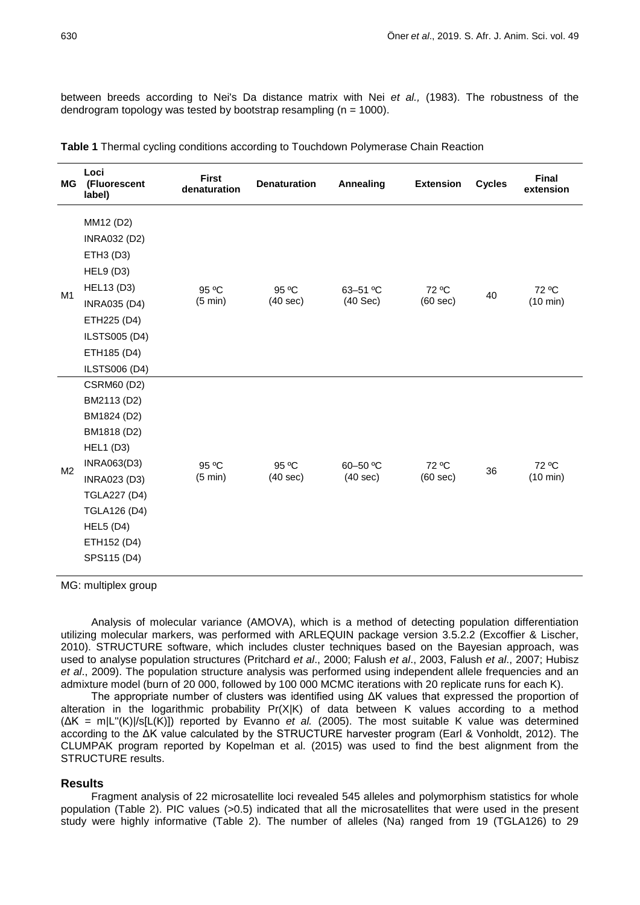between breeds according to Nei's Da distance matrix with Nei *et al.,* (1983). The robustness of the dendrogram topology was tested by bootstrap resampling (n = 1000).

**Table 1** Thermal cycling conditions according to Touchdown Polymerase Chain Reaction

| MG | Loci (Fluorescent label) | First denaturation | Denaturation | Annealing | Extension | Cycles | Final extension |
|---|---|---|---|---|---|---|---|
| M1 | MM12 (D2)<br>INRA032 (D2)<br>ETH3 (D3)<br>HEL9 (D3)<br>HEL13 (D3)<br>INRA035 (D4)<br>ETH225 (D4)<br>ILSTS005 (D4)<br>ETH185 (D4)<br>ILSTS006 (D4) | 95 ºC (5 min) | 95 ºC (40 sec) | 63–51 ºC (40 Sec) | 72 ºC (60 sec) | 40 | 72 ºC (10 min) |
| M2 | CSRM60 (D2)<br>BM2113 (D2)<br>BM1824 (D2)<br>BM1818 (D2)<br>HEL1 (D3)<br>INRA063(D3)<br>INRA023 (D3)<br>TGLA227 (D4)<br>TGLA126 (D4)<br>HEL5 (D4)<br>ETH152 (D4)<br>SPS115 (D4) | 95 ºC (5 min) | 95 ºC (40 sec) | 60–50 ºC (40 sec) | 72 ºC (60 sec) | 36 | 72 ºC (10 min) |

MG: multiplex group

Analysis of molecular variance (AMOVA), which is a method of detecting population differentiation utilizing molecular markers, was performed with ARLEQUIN package version 3.5.2.2 (Excoffier & Lischer, 2010). STRUCTURE software, which includes cluster techniques based on the Bayesian approach, was used to analyse population structures (Pritchard *et al*., 2000; Falush *et al*., 2003, Falush *et al*., 2007; Hubisz *et al*., 2009). The population structure analysis was performed using independent allele frequencies and an admixture model (burn of 20 000, followed by 100 000 MCMC iterations with 20 replicate runs for each K).

The appropriate number of clusters was identified using ΔK values that expressed the proportion of alteration in the logarithmic probability Pr(X|K) of data between K values according to a method ($\Delta K = m|L''(K)|/s[L(K)]$) reported by Evanno *et al.* (2005). The most suitable K value was determined according to the ΔK value calculated by the STRUCTURE harvester program (Earl & Vonholdt, 2012). The CLUMPAK program reported by Kopelman et al. (2015) was used to find the best alignment from the STRUCTURE results.

## Results

Fragment analysis of 22 microsatellite loci revealed 545 alleles and polymorphism statistics for whole population (Table 2). PIC values (>0.5) indicated that all the microsatellites that were used in the present study were highly informative (Table 2). The number of alleles (Na) ranged from 19 (TGLA126) to 29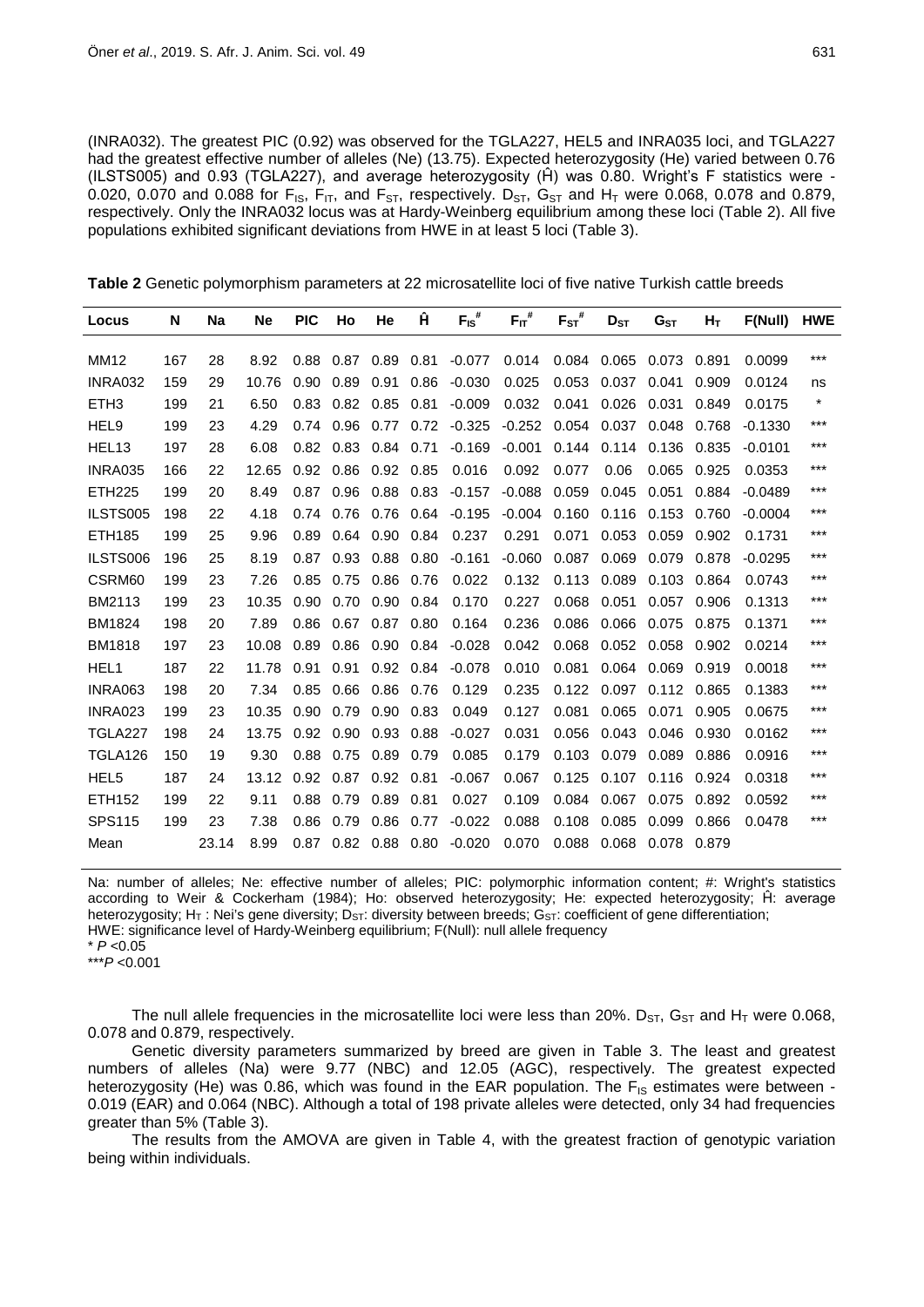(INRA032). The greatest PIC (0.92) was observed for the TGLA227, HEL5 and INRA035 loci, and TGLA227 had the greatest effective number of alleles (Ne) (13.75). Expected heterozygosity (He) varied between 0.76 (ILSTS005) and 0.93 (TGLA227), and average heterozygosity (Ĥ) was 0.80. Wright's F statistics were -0.020, 0.070 and 0.088 for $F_{IS}$, $F_{IT}$, and $F_{ST}$, respectively. $D_{ST}$, $G_{ST}$ and $H_T$ were 0.068, 0.078 and 0.879, respectively. Only the INRA032 locus was at Hardy-Weinberg equilibrium among these loci (Table 2). All five populations exhibited significant deviations from HWE in at least 5 loci (Table 3).

**Table 2** Genetic polymorphism parameters at 22 microsatellite loci of five native Turkish cattle breeds

| Locus | N | Na | Ne | PIC | Ho | He | Ĥ | $F_{IS}$# | $F_{IT}$# | $F_{ST}$# | $D_{ST}$ | $G_{ST}$ | $H_T$ | F(Null) | HWE |
|---|---|---|---|---|---|---|---|---|---|---|---|---|---|---|---|
| MM12 | 167 | 28 | 8.92 | 0.88 | 0.87 | 0.89 | 0.81 | -0.077 | 0.014 | 0.084 | 0.065 | 0.073 | 0.891 | 0.0099 | *** |
| INRA032 | 159 | 29 | 10.76 | 0.90 | 0.89 | 0.91 | 0.86 | -0.030 | 0.025 | 0.053 | 0.037 | 0.041 | 0.909 | 0.0124 | ns |
| ETH3 | 199 | 21 | 6.50 | 0.83 | 0.82 | 0.85 | 0.81 | -0.009 | 0.032 | 0.041 | 0.026 | 0.031 | 0.849 | 0.0175 | * |
| HEL9 | 199 | 23 | 4.29 | 0.74 | 0.96 | 0.77 | 0.72 | -0.325 | -0.252 | 0.054 | 0.037 | 0.048 | 0.768 | -0.1330 | *** |
| HEL13 | 197 | 28 | 6.08 | 0.82 | 0.83 | 0.84 | 0.71 | -0.169 | -0.001 | 0.144 | 0.114 | 0.136 | 0.835 | -0.0101 | *** |
| INRA035 | 166 | 22 | 12.65 | 0.92 | 0.86 | 0.92 | 0.85 | 0.016 | 0.092 | 0.077 | 0.06 | 0.065 | 0.925 | 0.0353 | *** |
| ETH225 | 199 | 20 | 8.49 | 0.87 | 0.96 | 0.88 | 0.83 | -0.157 | -0.088 | 0.059 | 0.045 | 0.051 | 0.884 | -0.0489 | *** |
| ILSTS005 | 198 | 22 | 4.18 | 0.74 | 0.76 | 0.76 | 0.64 | -0.195 | -0.004 | 0.160 | 0.116 | 0.153 | 0.760 | -0.0004 | *** |
| ETH185 | 199 | 25 | 9.96 | 0.89 | 0.64 | 0.90 | 0.84 | 0.237 | 0.291 | 0.071 | 0.053 | 0.059 | 0.902 | 0.1731 | *** |
| ILSTS006 | 196 | 25 | 8.19 | 0.87 | 0.93 | 0.88 | 0.80 | -0.161 | -0.060 | 0.087 | 0.069 | 0.079 | 0.878 | -0.0295 | *** |
| CSRM60 | 199 | 23 | 7.26 | 0.85 | 0.75 | 0.86 | 0.76 | 0.022 | 0.132 | 0.113 | 0.089 | 0.103 | 0.864 | 0.0743 | *** |
| BM2113 | 199 | 23 | 10.35 | 0.90 | 0.70 | 0.90 | 0.84 | 0.170 | 0.227 | 0.068 | 0.051 | 0.057 | 0.906 | 0.1313 | *** |
| BM1824 | 198 | 20 | 7.89 | 0.86 | 0.67 | 0.87 | 0.80 | 0.164 | 0.236 | 0.086 | 0.066 | 0.075 | 0.875 | 0.1371 | *** |
| BM1818 | 197 | 23 | 10.08 | 0.89 | 0.86 | 0.90 | 0.84 | -0.028 | 0.042 | 0.068 | 0.052 | 0.058 | 0.902 | 0.0214 | *** |
| HEL1 | 187 | 22 | 11.78 | 0.91 | 0.91 | 0.92 | 0.84 | -0.078 | 0.010 | 0.081 | 0.064 | 0.069 | 0.919 | 0.0018 | *** |
| INRA063 | 198 | 20 | 7.34 | 0.85 | 0.66 | 0.86 | 0.76 | 0.129 | 0.235 | 0.122 | 0.097 | 0.112 | 0.865 | 0.1383 | *** |
| INRA023 | 199 | 23 | 10.35 | 0.90 | 0.79 | 0.90 | 0.83 | 0.049 | 0.127 | 0.081 | 0.065 | 0.071 | 0.905 | 0.0675 | *** |
| TGLA227 | 198 | 24 | 13.75 | 0.92 | 0.90 | 0.93 | 0.88 | -0.027 | 0.031 | 0.056 | 0.043 | 0.046 | 0.930 | 0.0162 | *** |
| TGLA126 | 150 | 19 | 9.30 | 0.88 | 0.75 | 0.89 | 0.79 | 0.085 | 0.179 | 0.103 | 0.079 | 0.089 | 0.886 | 0.0916 | *** |
| HEL5 | 187 | 24 | 13.12 | 0.92 | 0.87 | 0.92 | 0.81 | -0.067 | 0.067 | 0.125 | 0.107 | 0.116 | 0.924 | 0.0318 | *** |
| ETH152 | 199 | 22 | 9.11 | 0.88 | 0.79 | 0.89 | 0.81 | 0.027 | 0.109 | 0.084 | 0.067 | 0.075 | 0.892 | 0.0592 | *** |
| SPS115 | 199 | 23 | 7.38 | 0.86 | 0.79 | 0.86 | 0.77 | -0.022 | 0.088 | 0.108 | 0.085 | 0.099 | 0.866 | 0.0478 | *** |
| Mean | | 23.14 | 8.99 | 0.87 | 0.82 | 0.88 | 0.80 | -0.020 | 0.070 | 0.088 | 0.068 | 0.078 | 0.879 | | |

Na: number of alleles; Ne: effective number of alleles; PIC: polymorphic information content; #: Wright's statistics according to Weir & Cockerham (1984); Ho: observed heterozygosity; He: expected heterozygosity; Ĥ: average heterozygosity; $H_T$ : Nei's gene diversity; $D_{ST}$: diversity between breeds; $G_{ST}$: coefficient of gene differentiation; HWE: significance level of Hardy-Weinberg equilibrium; F(Null): null allele frequency
* $P < 0.05$
*** $P < 0.001$

The null allele frequencies in the microsatellite loci were less than 20%. $D_{ST}$, $G_{ST}$ and $H_T$ were 0.068, 0.078 and 0.879, respectively.

Genetic diversity parameters summarized by breed are given in Table 3. The least and greatest numbers of alleles (Na) were 9.77 (NBC) and 12.05 (AGC), respectively. The greatest expected heterozygosity (He) was 0.86, which was found in the EAR population. The $F_{IS}$ estimates were between -0.019 (EAR) and 0.064 (NBC). Although a total of 198 private alleles were detected, only 34 had frequencies greater than 5% (Table 3).

The results from the AMOVA are given in Table 4, with the greatest fraction of genotypic variation being within individuals.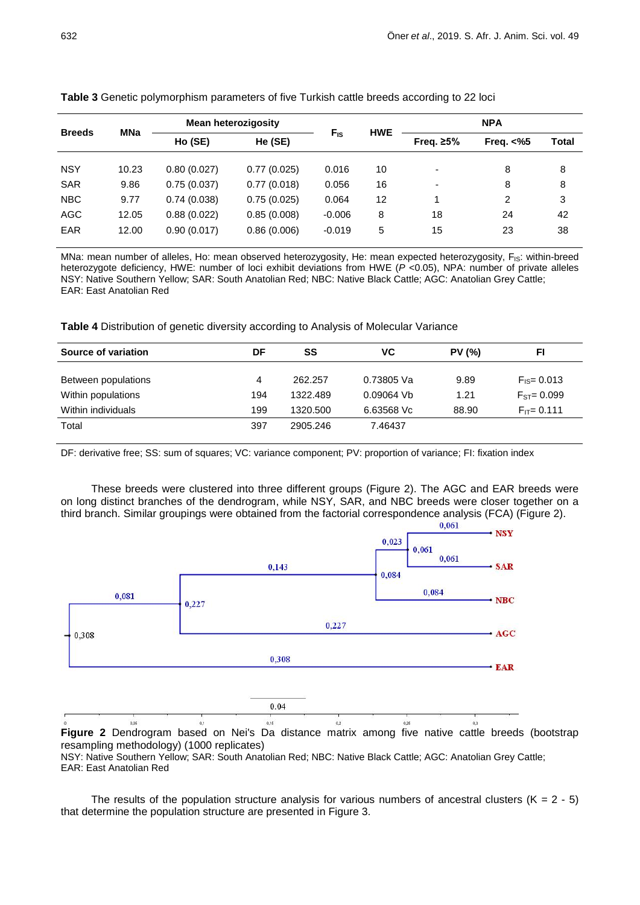**Table 3** Genetic polymorphism parameters of five Turkish cattle breeds according to 22 loci

| Breeds | MNa | Mean heterozigosity | | $F_{IS}$ | HWE | NPA | | |
|---|---|---|---|---|---|---|---|---|
| | | Ho (SE) | He (SE) | | | Freq. ≥5% | Freq. <%5 | Total |
| NSY | 10.23 | 0.80 (0.027) | 0.77 (0.025) | 0.016 | 10 | - | 8 | 8 |
| SAR | 9.86 | 0.75 (0.037) | 0.77 (0.018) | 0.056 | 16 | - | 8 | 8 |
| NBC | 9.77 | 0.74 (0.038) | 0.75 (0.025) | 0.064 | 12 | 1 | 2 | 3 |
| AGC | 12.05 | 0.88 (0.022) | 0.85 (0.008) | -0.006 | 8 | 18 | 24 | 42 |
| EAR | 12.00 | 0.90 (0.017) | 0.86 (0.006) | -0.019 | 5 | 15 | 23 | 38 |

MNa: mean number of alleles, Ho: mean observed heterozygosity, He: mean expected heterozygosity, $F_{IS}$: within-breed heterozygote deficiency, HWE: number of loci exhibit deviations from HWE ($P$ <0.05), NPA: number of private alleles
NSY: Native Southern Yellow; SAR: South Anatolian Red; NBC: Native Black Cattle; AGC: Anatolian Grey Cattle; EAR: East Anatolian Red

**Table 4** Distribution of genetic diversity according to Analysis of Molecular Variance

| Source of variation | DF | SS | VC | PV (%) | FI |
|---|---|---|---|---|---|
| Between populations | 4 | 262.257 | 0.73805 Va | 9.89 | $F_{IS}$= 0.013 |
| Within populations | 194 | 1322.489 | 0.09064 Vb | 1.21 | $F_{ST}$= 0.099 |
| Within individuals | 199 | 1320.500 | 6.63568 Vc | 88.90 | $F_{IT}$= 0.111 |
| Total | 397 | 2905.246 | 7.46437 | | |

DF: derivative free; SS: sum of squares; VC: variance component; PV: proportion of variance; FI: fixation index

These breeds were clustered into three different groups (Figure 2). The AGC and EAR breeds were on long distinct branches of the dendrogram, while NSY, SAR, and NBC breeds were closer together on a third branch. Similar groupings were obtained from the factorial correspondence analysis (FCA) (Figure 2).

**Figure 2** Dendrogram based on Nei's Da distance matrix among five native cattle breeds (bootstrap resampling methodology) (1000 replicates)
NSY: Native Southern Yellow; SAR: South Anatolian Red; NBC: Native Black Cattle; AGC: Anatolian Grey Cattle; EAR: East Anatolian Red

The results of the population structure analysis for various numbers of ancestral clusters (K = 2 - 5) that determine the population structure are presented in Figure 3.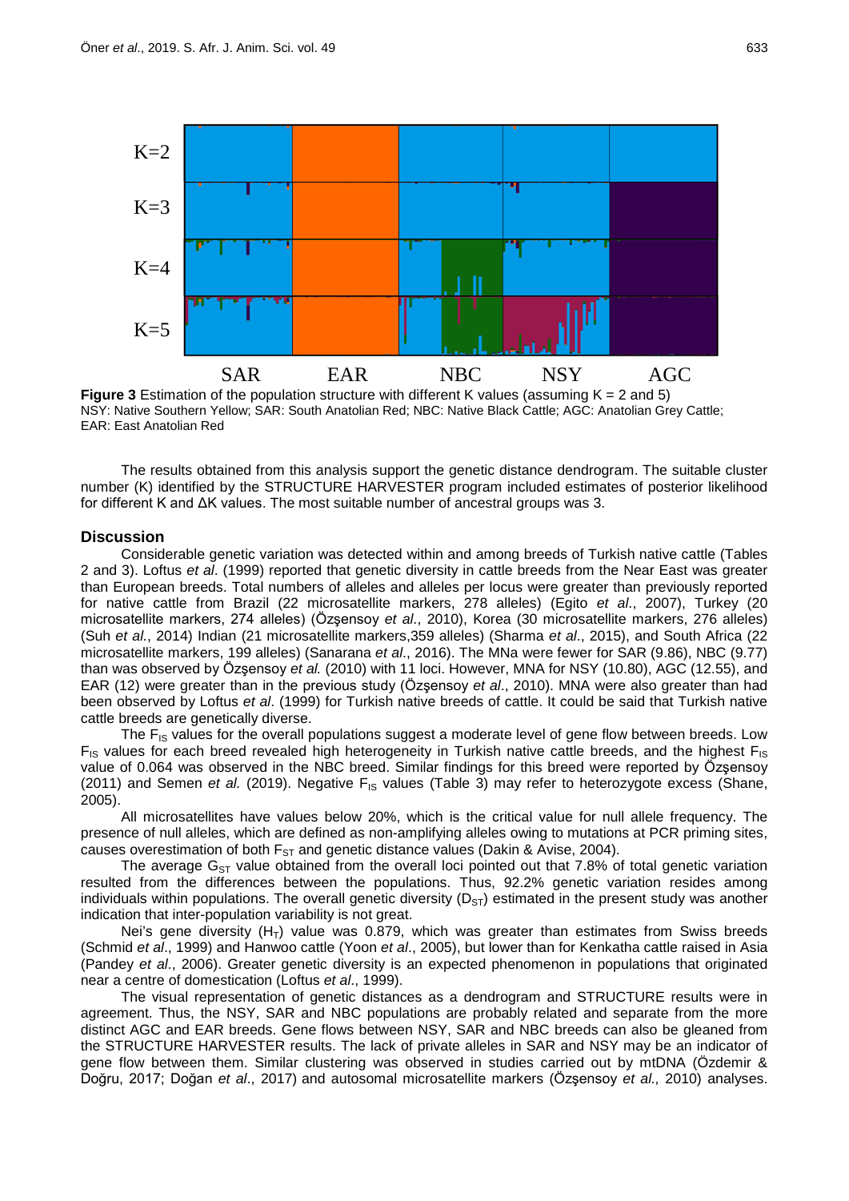**Figure 3** Estimation of the population structure with different K values (assuming K = 2 and 5)
NSY: Native Southern Yellow; SAR: South Anatolian Red; NBC: Native Black Cattle; AGC: Anatolian Grey Cattle; EAR: East Anatolian Red

The results obtained from this analysis support the genetic distance dendrogram. The suitable cluster number (K) identified by the STRUCTURE HARVESTER program included estimates of posterior likelihood for different K and ΔK values. The most suitable number of ancestral groups was 3.

## Discussion

Considerable genetic variation was detected within and among breeds of Turkish native cattle (Tables 2 and 3). Loftus *et al*. (1999) reported that genetic diversity in cattle breeds from the Near East was greater than European breeds. Total numbers of alleles and alleles per locus were greater than previously reported for native cattle from Brazil (22 microsatellite markers, 278 alleles) (Egito *et al*., 2007), Turkey (20 microsatellite markers, 274 alleles) (Özşensoy *et al*., 2010), Korea (30 microsatellite markers, 276 alleles) (Suh *et al*., 2014) Indian (21 microsatellite markers,359 alleles) (Sharma *et al*., 2015), and South Africa (22 microsatellite markers, 199 alleles) (Sanarana *et al*., 2016). The MNa were fewer for SAR (9.86), NBC (9.77) than was observed by Özşensoy *et al.* (2010) with 11 loci. However, MNA for NSY (10.80), AGC (12.55), and EAR (12) were greater than in the previous study (Özşensoy *et al*., 2010). MNA were also greater than had been observed by Loftus *et al*. (1999) for Turkish native breeds of cattle. It could be said that Turkish native cattle breeds are genetically diverse.

The $F_{IS}$ values for the overall populations suggest a moderate level of gene flow between breeds. Low $F_{IS}$ values for each breed revealed high heterogeneity in Turkish native cattle breeds, and the highest $F_{IS}$ value of 0.064 was observed in the NBC breed. Similar findings for this breed were reported by Özşensoy (2011) and Semen *et al.* (2019). Negative $F_{IS}$ values (Table 3) may refer to heterozygote excess (Shane, 2005).

All microsatellites have values below 20%, which is the critical value for null allele frequency. The presence of null alleles, which are defined as non-amplifying alleles owing to mutations at PCR priming sites, causes overestimation of both $F_{ST}$ and genetic distance values (Dakin & Avise, 2004).

The average $G_{ST}$ value obtained from the overall loci pointed out that 7.8% of total genetic variation resulted from the differences between the populations. Thus, 92.2% genetic variation resides among individuals within populations. The overall genetic diversity ($D_{ST}$) estimated in the present study was another indication that inter-population variability is not great.

Nei's gene diversity ($H_T$) value was 0.879, which was greater than estimates from Swiss breeds (Schmid *et al*., 1999) and Hanwoo cattle (Yoon *et al*., 2005), but lower than for Kenkatha cattle raised in Asia (Pandey *et al*., 2006). Greater genetic diversity is an expected phenomenon in populations that originated near a centre of domestication (Loftus *et al*., 1999).

The visual representation of genetic distances as a dendrogram and STRUCTURE results were in agreement. Thus, the NSY, SAR and NBC populations are probably related and separate from the more distinct AGC and EAR breeds. Gene flow between NSY, SAR and NBC breeds can also be gleaned from the STRUCTURE HARVESTER results. The lack of private alleles in SAR and NSY may be an indicator of gene flow between them. Similar clustering was observed in studies carried out by mtDNA (Özdemir & Doğru, 2017; Doğan *et al*., 2017) and autosomal microsatellite markers (Özşensoy *et al.,* 2010) analyses.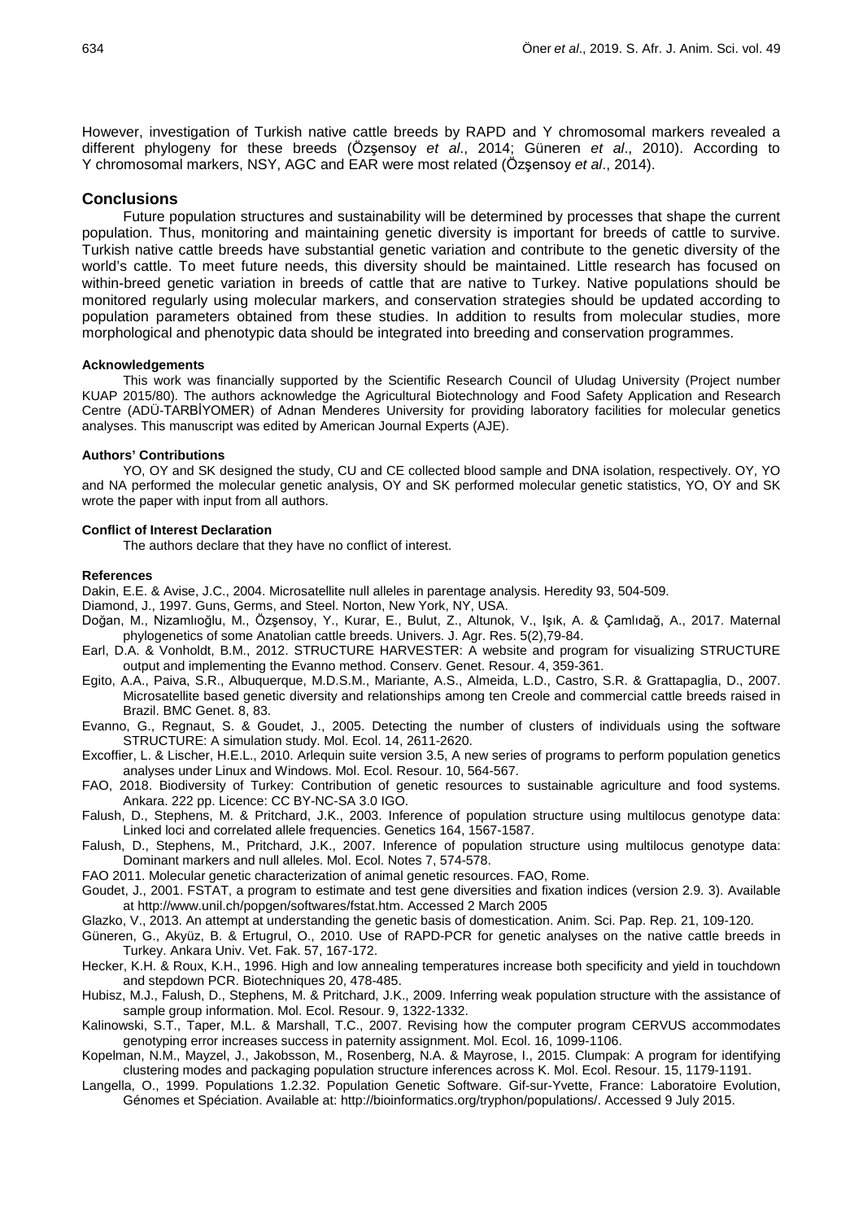However, investigation of Turkish native cattle breeds by RAPD and Y chromosomal markers revealed a different phylogeny for these breeds (Özşensoy *et al*., 2014; Güneren *et al*., 2010). According to Y chromosomal markers, NSY, AGC and EAR were most related (Özşensoy *et al*., 2014).

## Conclusions

Future population structures and sustainability will be determined by processes that shape the current population. Thus, monitoring and maintaining genetic diversity is important for breeds of cattle to survive. Turkish native cattle breeds have substantial genetic variation and contribute to the genetic diversity of the world's cattle. To meet future needs, this diversity should be maintained. Little research has focused on within-breed genetic variation in breeds of cattle that are native to Turkey. Native populations should be monitored regularly using molecular markers, and conservation strategies should be updated according to population parameters obtained from these studies. In addition to results from molecular studies, more morphological and phenotypic data should be integrated into breeding and conservation programmes.

### Acknowledgements

This work was financially supported by the Scientific Research Council of Uludag University (Project number KUAP 2015/80). The authors acknowledge the Agricultural Biotechnology and Food Safety Application and Research Centre (ADÜ-TARBİYOMER) of Adnan Menderes University for providing laboratory facilities for molecular genetics analyses. This manuscript was edited by American Journal Experts (AJE).

### Authors' Contributions

YO, OY and SK designed the study, CU and CE collected blood sample and DNA isolation, respectively. OY, YO and NA performed the molecular genetic analysis, OY and SK performed molecular genetic statistics, YO, OY and SK wrote the paper with input from all authors.

### Conflict of Interest Declaration

The authors declare that they have no conflict of interest.

### References

Dakin, E.E. & Avise, J.C., 2004. Microsatellite null alleles in parentage analysis. Heredity 93, 504-509.

Diamond, J., 1997. Guns, Germs, and Steel. Norton, New York, NY, USA.

Doğan, M., Nizamlıoğlu, M., Özşensoy, Y., Kurar, E., Bulut, Z., Altunok, V., Işık, A. & Çamlıdağ, A., 2017. Maternal phylogenetics of some Anatolian cattle breeds. Univers. J. Agr. Res. 5(2),79-84.

Earl, D.A. & Vonholdt, B.M., 2012. STRUCTURE HARVESTER: A website and program for visualizing STRUCTURE output and implementing the Evanno method. Conserv. Genet. Resour. 4, 359-361.

Egito, A.A., Paiva, S.R., Albuquerque, M.D.S.M., Mariante, A.S., Almeida, L.D., Castro, S.R. & Grattapaglia, D., 2007. Microsatellite based genetic diversity and relationships among ten Creole and commercial cattle breeds raised in Brazil. BMC Genet. 8, 83.

Evanno, G., Regnaut, S. & Goudet, J., 2005. Detecting the number of clusters of individuals using the software STRUCTURE: A simulation study. Mol. Ecol. 14, 2611-2620.

Excoffier, L. & Lischer, H.E.L., 2010. Arlequin suite version 3.5, A new series of programs to perform population genetics analyses under Linux and Windows. Mol. Ecol. Resour. 10, 564-567.

FAO, 2018. Biodiversity of Turkey: Contribution of genetic resources to sustainable agriculture and food systems. Ankara. 222 pp. Licence: CC BY-NC-SA 3.0 IGO.

Falush, D., Stephens, M. & Pritchard, J.K., 2003. Inference of population structure using multilocus genotype data: Linked loci and correlated allele frequencies. Genetics 164, 1567-1587.

Falush, D., Stephens, M., Pritchard, J.K., 2007. Inference of population structure using multilocus genotype data: Dominant markers and null alleles. Mol. Ecol. Notes 7, 574-578.

FAO 2011. Molecular genetic characterization of animal genetic resources. FAO, Rome.

Goudet, J., 2001. FSTAT, a program to estimate and test gene diversities and fixation indices (version 2.9. 3). Available at http://www.unil.ch/popgen/softwares/fstat.htm. Accessed 2 March 2005

Glazko, V., 2013. An attempt at understanding the genetic basis of domestication. Anim. Sci. Pap. Rep. 21, 109-120.

Güneren, G., Akyüz, B. & Ertugrul, O., 2010. Use of RAPD-PCR for genetic analyses on the native cattle breeds in Turkey. Ankara Univ. Vet. Fak. 57, 167-172.

Hecker, K.H. & Roux, K.H., 1996. High and low annealing temperatures increase both specificity and yield in touchdown and stepdown PCR. Biotechniques 20, 478-485.

Hubisz, M.J., Falush, D., Stephens, M. & Pritchard, J.K., 2009. Inferring weak population structure with the assistance of sample group information. Mol. Ecol. Resour. 9, 1322-1332.

Kalinowski, S.T., Taper, M.L. & Marshall, T.C., 2007. Revising how the computer program CERVUS accommodates genotyping error increases success in paternity assignment. Mol. Ecol. 16, 1099-1106.

Kopelman, N.M., Mayzel, J., Jakobsson, M., Rosenberg, N.A. & Mayrose, I., 2015. Clumpak: A program for identifying clustering modes and packaging population structure inferences across K. Mol. Ecol. Resour. 15, 1179-1191.

Langella, O., 1999. Populations 1.2.32. Population Genetic Software. Gif-sur-Yvette, France: Laboratoire Evolution, Génomes et Spéciation. Available at: http://bioinformatics.org/tryphon/populations/. Accessed 9 July 2015.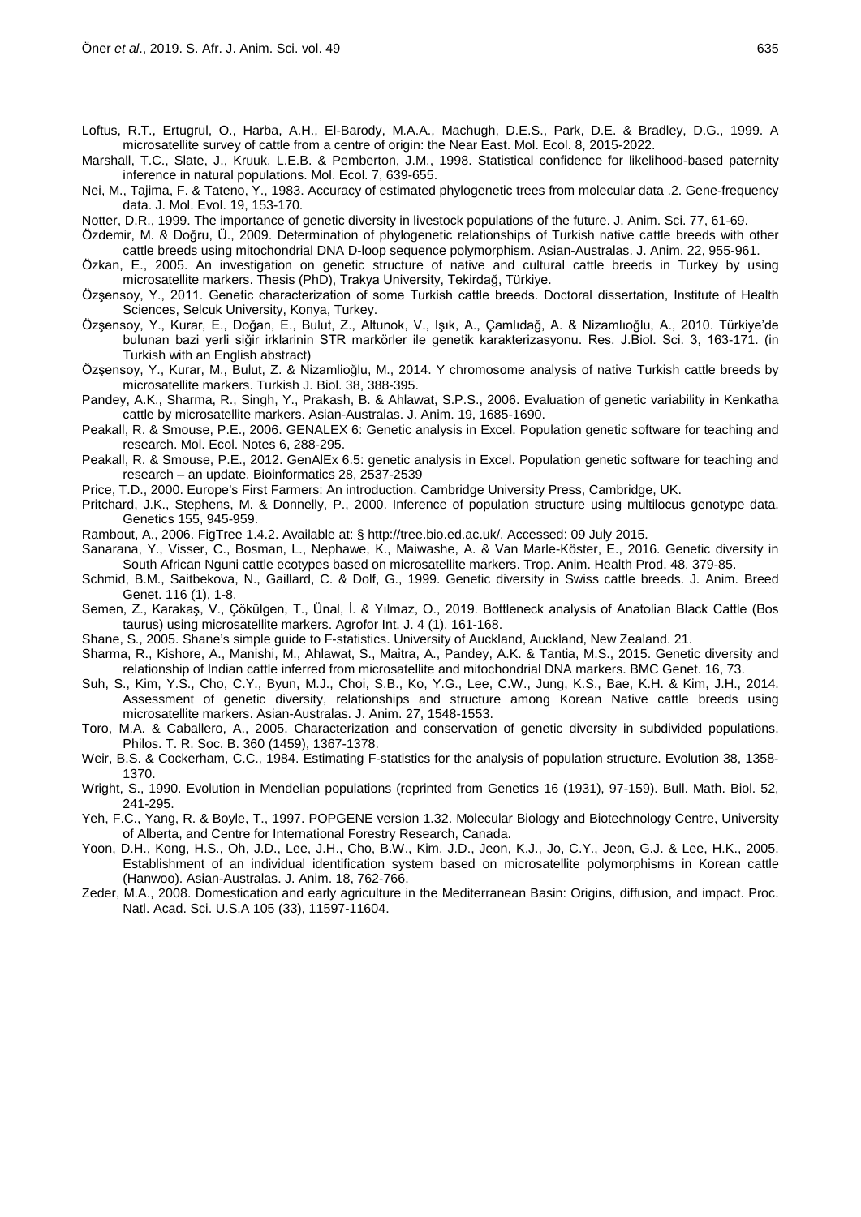Loftus, R.T., Ertugrul, O., Harba, A.H., El-Barody, M.A.A., Machugh, D.E.S., Park, D.E. & Bradley, D.G., 1999. A microsatellite survey of cattle from a centre of origin: the Near East. Mol. Ecol. 8, 2015-2022.

Marshall, T.C., Slate, J., Kruuk, L.E.B. & Pemberton, J.M., 1998. Statistical confidence for likelihood-based paternity inference in natural populations. Mol. Ecol. 7, 639-655.

Nei, M., Tajima, F. & Tateno, Y., 1983. Accuracy of estimated phylogenetic trees from molecular data .2. Gene-frequency data. J. Mol. Evol. 19, 153-170.

Notter, D.R., 1999. The importance of genetic diversity in livestock populations of the future. J. Anim. Sci. 77, 61-69.

Özdemir, M. & Doğru, Ü., 2009. Determination of phylogenetic relationships of Turkish native cattle breeds with other cattle breeds using mitochondrial DNA D-loop sequence polymorphism. Asian-Australas. J. Anim. 22, 955-961.

Özkan, E., 2005. An investigation on genetic structure of native and cultural cattle breeds in Turkey by using microsatellite markers. Thesis (PhD), Trakya University, Tekirdağ, Türkiye.

Özşensoy, Y., 2011. Genetic characterization of some Turkish cattle breeds. Doctoral dissertation, Institute of Health Sciences, Selcuk University, Konya, Turkey.

Özşensoy, Y., Kurar, E., Doğan, E., Bulut, Z., Altunok, V., Işık, A., Çamlıdağ, A. & Nizamlıoğlu, A., 2010. Türkiye'de bulunan bazi yerli siğir irklarinin STR markörler ile genetik karakterizasyonu. Res. J.Biol. Sci. 3, 163-171. (in Turkish with an English abstract)

Özşensoy, Y., Kurar, M., Bulut, Z. & Nizamlioğlu, M., 2014. Y chromosome analysis of native Turkish cattle breeds by microsatellite markers. Turkish J. Biol. 38, 388-395.

Pandey, A.K., Sharma, R., Singh, Y., Prakash, B. & Ahlawat, S.P.S., 2006. Evaluation of genetic variability in Kenkatha cattle by microsatellite markers. Asian-Australas. J. Anim. 19, 1685-1690.

Peakall, R. & Smouse, P.E., 2006. GENALEX 6: Genetic analysis in Excel. Population genetic software for teaching and research. Mol. Ecol. Notes 6, 288-295.

Peakall, R. & Smouse, P.E., 2012. GenAlEx 6.5: genetic analysis in Excel. Population genetic software for teaching and research – an update. Bioinformatics 28, 2537-2539

Price, T.D., 2000. Europe's First Farmers: An introduction. Cambridge University Press, Cambridge, UK.

Pritchard, J.K., Stephens, M. & Donnelly, P., 2000. Inference of population structure using multilocus genotype data. Genetics 155, 945-959.

Rambout, A., 2006. FigTree 1.4.2. Available at: § http://tree.bio.ed.ac.uk/. Accessed: 09 July 2015.

Sanarana, Y., Visser, C., Bosman, L., Nephawe, K., Maiwashe, A. & Van Marle-Köster, E., 2016. Genetic diversity in South African Nguni cattle ecotypes based on microsatellite markers. Trop. Anim. Health Prod. 48, 379-85.

Schmid, B.M., Saitbekova, N., Gaillard, C. & Dolf, G., 1999. Genetic diversity in Swiss cattle breeds. J. Anim. Breed Genet. 116 (1), 1-8.

Semen, Z., Karakaş, V., Çökülgen, T., Ünal, İ. & Yılmaz, O., 2019. Bottleneck analysis of Anatolian Black Cattle (Bos taurus) using microsatellite markers. Agrofor Int. J. 4 (1), 161-168.

Shane, S., 2005. Shane's simple guide to F-statistics. University of Auckland, Auckland, New Zealand. 21.

Sharma, R., Kishore, A., Manishi, M., Ahlawat, S., Maitra, A., Pandey, A.K. & Tantia, M.S., 2015. Genetic diversity and relationship of Indian cattle inferred from microsatellite and mitochondrial DNA markers. BMC Genet. 16, 73.

Suh, S., Kim, Y.S., Cho, C.Y., Byun, M.J., Choi, S.B., Ko, Y.G., Lee, C.W., Jung, K.S., Bae, K.H. & Kim, J.H., 2014. Assessment of genetic diversity, relationships and structure among Korean Native cattle breeds using microsatellite markers. Asian-Australas. J. Anim. 27, 1548-1553.

Toro, M.A. & Caballero, A., 2005. Characterization and conservation of genetic diversity in subdivided populations. Philos. T. R. Soc. B. 360 (1459), 1367-1378.

Weir, B.S. & Cockerham, C.C., 1984. Estimating F-statistics for the analysis of population structure. Evolution 38, 1358-1370.

Wright, S., 1990. Evolution in Mendelian populations (reprinted from Genetics 16 (1931), 97-159). Bull. Math. Biol. 52, 241-295.

Yeh, F.C., Yang, R. & Boyle, T., 1997. POPGENE version 1.32. Molecular Biology and Biotechnology Centre, University of Alberta, and Centre for International Forestry Research, Canada.

Yoon, D.H., Kong, H.S., Oh, J.D., Lee, J.H., Cho, B.W., Kim, J.D., Jeon, K.J., Jo, C.Y., Jeon, G.J. & Lee, H.K., 2005. Establishment of an individual identification system based on microsatellite polymorphisms in Korean cattle (Hanwoo). Asian-Australas. J. Anim. 18, 762-766.

Zeder, M.A., 2008. Domestication and early agriculture in the Mediterranean Basin: Origins, diffusion, and impact. Proc. Natl. Acad. Sci. U.S.A 105 (33), 11597-11604.